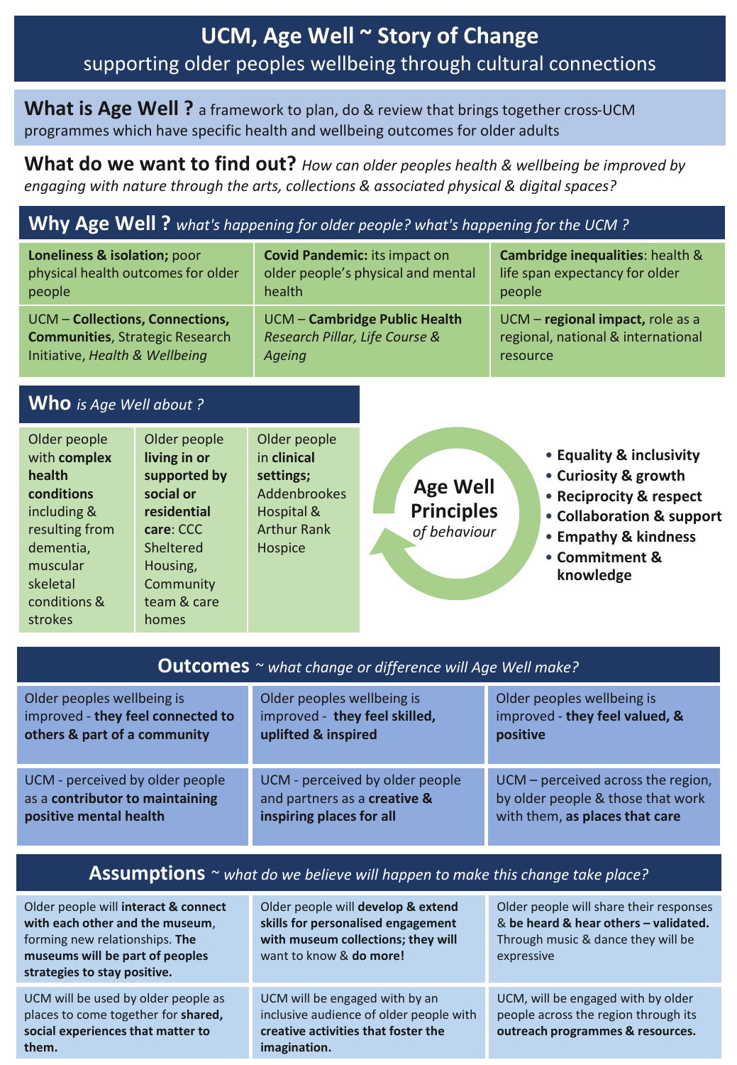# UCM, Age Well ~ Story of Change

supporting older peoples wellbeing through cultural connections

**What is Age Well ?** a framework to plan, do & review that brings together cross-UCM programmes which have specific health and wellbeing outcomes for older adults

**What do we want to find out?** *How can older peoples health & wellbeing be improved by engaging with nature through the arts, collections & associated physical & digital spaces?*

## Why Age Well ? *what's happening for older people? what's happening for the UCM ?*

| | | |
|---|---|---|
| **Loneliness & isolation;** poor physical health outcomes for older people | **Covid Pandemic:** its impact on older people's physical and mental health | **Cambridge inequalities**: health & life span expectancy for older people |
| UCM – **Collections, Connections, Communities**, Strategic Research Initiative, *Health & Wellbeing* | UCM – **Cambridge Public Health** *Research Pillar, Life Course & Ageing* | UCM – **regional impact,** role as a regional, national & international resource |

## Who *is Age Well about ?*

| | | |
|---|---|---|
| Older people with **complex health conditions** including & resulting from dementia, muscular skeletal conditions & strokes | Older people **living in or supported by social or residential care**: CCC Sheltered Housing, Community team & care homes | Older people in **clinical settings;** Addenbrookes Hospital & Arthur Rank Hospice |

**Age Well Principles** *of behaviour*

- **Equality & inclusivity**
- **Curiosity & growth**
- **Reciprocity & respect**
- **Collaboration & support**
- **Empathy & kindness**
- **Commitment & knowledge**

## Outcomes ~ *what change or difference will Age Well make?*

| | | |
|---|---|---|
| Older peoples wellbeing is improved - **they feel connected to others & part of a community** | Older peoples wellbeing is improved - **they feel skilled, uplifted & inspired** | Older peoples wellbeing is improved - **they feel valued, & positive** |
| UCM - perceived by older people as a **contributor to maintaining positive mental health** | UCM - perceived by older people and partners as a **creative & inspiring places for all** | UCM – perceived across the region, by older people & those that work with them, **as places that care** |

## Assumptions ~ *what do we believe will happen to make this change take place?*

| | | |
|---|---|---|
| Older people will **interact & connect with each other and the museum**, forming new relationships. **The museums will be part of peoples strategies to stay positive.** | Older people will **develop & extend skills for personalised engagement with museum collections; they will** want to know & **do more!** | Older people will share their responses & **be heard & hear others – validated.** Through music & dance they will be expressive |
| UCM will be used by older people as places to come together for **shared, social experiences that matter to them.** | UCM will be engaged with by an inclusive audience of older people with **creative activities that foster the imagination.** | UCM, will be engaged with by older people across the region through its **outreach programmes & resources.** |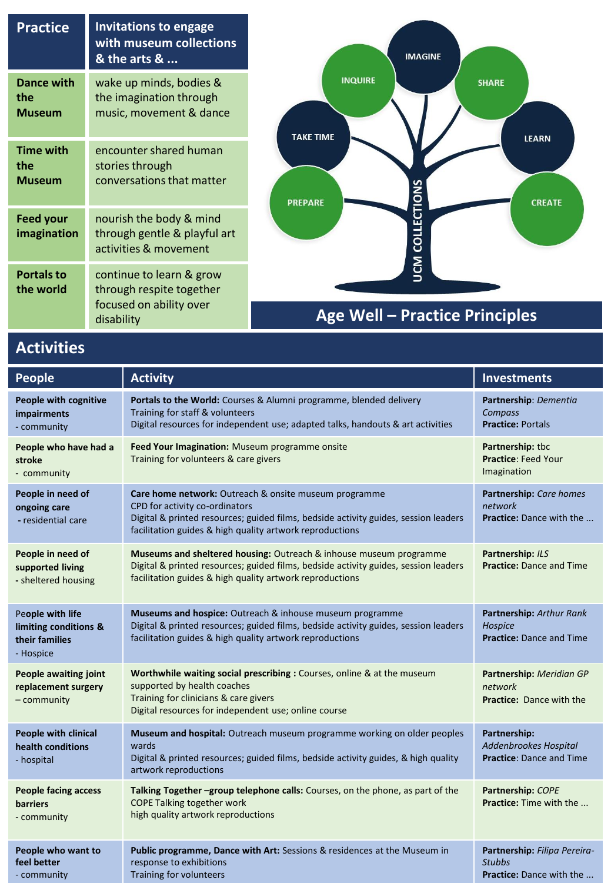| Practice | Invitations to engage with museum collections & the arts & ... |
|---|---|
| **Dance with the Museum** | wake up minds, bodies & the imagination through music, movement & dance |
| **Time with the Museum** | encounter shared human stories through conversations that matter |
| **Feed your imagination** | nourish the body & mind through gentle & playful art activities & movement |
| **Portals to the world** | continue to learn & grow through respite together focused on ability over disability |

IMAGINE
INQUIRE
SHARE
TAKE TIME
LEARN
PREPARE
CREATE
UCM COLLECTIONS

## Age Well – Practice Principles

## Activities

| People | Activity | Investments |
|---|---|---|
| **People with cognitive impairments** - community | **Portals to the World:** Courses & Alumni programme, blended delivery<br>Training for staff & volunteers<br>Digital resources for independent use; adapted talks, handouts & art activities | **Partnership**: *Dementia Compass*<br>**Practice:** Portals |
| **People who have had a stroke** - community | **Feed Your Imagination:** Museum programme onsite<br>Training for volunteers & care givers | **Partnership:** tbc<br>**Practice**: Feed Your Imagination |
| **People in need of ongoing care** - residential care | **Care home network:** Outreach & onsite museum programme<br>CPD for activity co-ordinators<br>Digital & printed resources; guided films, bedside activity guides, session leaders facilitation guides & high quality artwork reproductions | **Partnership:** *Care homes network*<br>**Practice:** Dance with the ... |
| **People in need of supported living** - sheltered housing | **Museums and sheltered housing:** Outreach & inhouse museum programme<br>Digital & printed resources; guided films, bedside activity guides, session leaders facilitation guides & high quality artwork reproductions | **Partnership:** *ILS*<br>**Practice:** Dance and Time |
| **People with life limiting conditions & their families** - Hospice | **Museums and hospice:** Outreach & inhouse museum programme<br>Digital & printed resources; guided films, bedside activity guides, session leaders facilitation guides & high quality artwork reproductions | **Partnership:** *Arthur Rank Hospice*<br>**Practice:** Dance and Time |
| **People awaiting joint replacement surgery** – community | **Worthwhile waiting social prescribing :** Courses, online & at the museum supported by health coaches<br>Training for clinicians & care givers<br>Digital resources for independent use; online course | **Partnership:** *Meridian GP network*<br>**Practice:** Dance with the |
| **People with clinical health conditions** - hospital | **Museum and hospital:** Outreach museum programme working on older peoples wards<br>Digital & printed resources; guided films, bedside activity guides, & high quality artwork reproductions | **Partnership:** *Addenbrookes Hospital*<br>**Practice**: Dance and Time |
| **People facing access barriers** - community | **Talking Together –group telephone calls:** Courses, on the phone, as part of the COPE Talking together work<br>high quality artwork reproductions | **Partnership:** *COPE*<br>**Practice:** Time with the ... |
| **People who want to feel better** - community | **Public programme, Dance with Art:** Sessions & residences at the Museum in response to exhibitions<br>Training for volunteers | **Partnership:** *Filipa Pereira-Stubbs*<br>**Practice:** Dance with the ... |